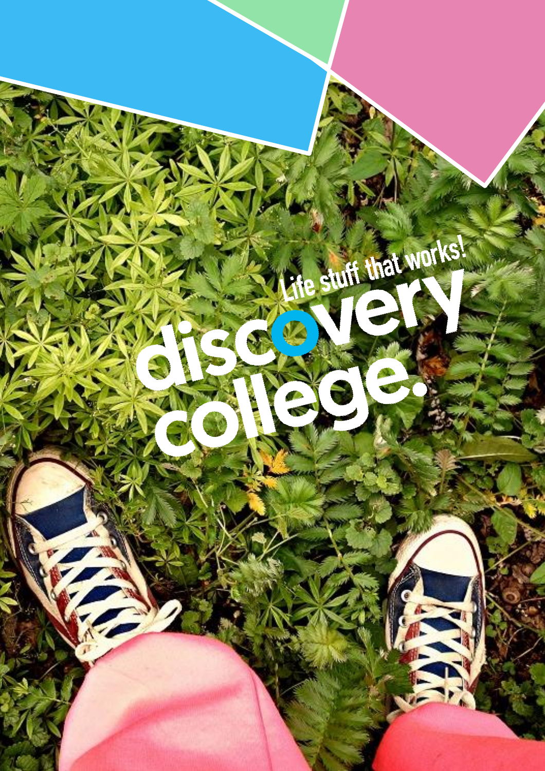Life stuff that works!

# discovery college.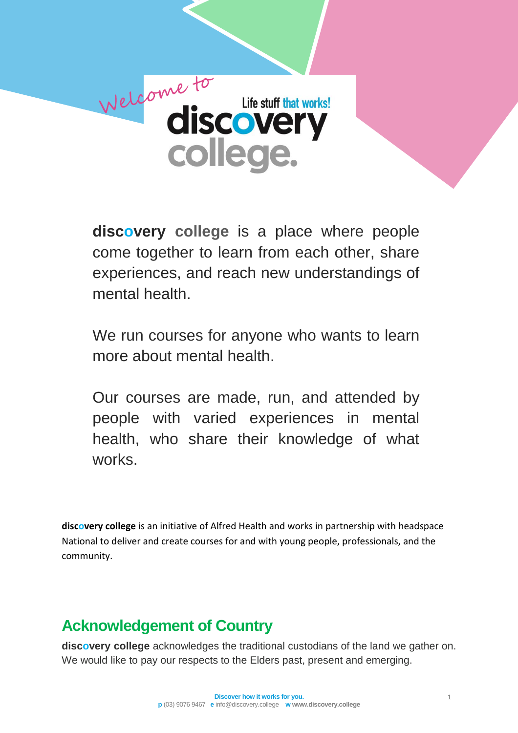Welcome to

Life stuff that works!

# discovery college.

**discovery college** is a place where people come together to learn from each other, share experiences, and reach new understandings of mental health.

We run courses for anyone who wants to learn more about mental health.

Our courses are made, run, and attended by people with varied experiences in mental health, who share their knowledge of what works.

**discovery college** is an initiative of Alfred Health and works in partnership with headspace National to deliver and create courses for and with young people, professionals, and the community.

## Acknowledgement of Country

**discovery college** acknowledges the traditional custodians of the land we gather on. We would like to pay our respects to the Elders past, present and emerging.

**Discover how it works for you.**
**p** (03) 9076 9467 **e** info@discovery.college **w** www.discovery.college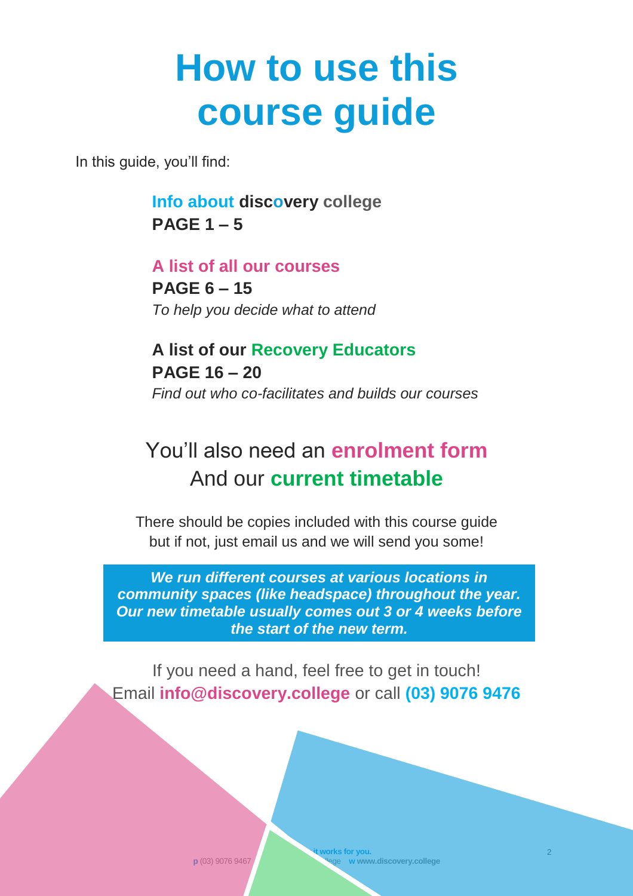# How to use this course guide

In this guide, you'll find:

**Info about discovery college**
**PAGE 1 – 5**

**A list of all our courses**
**PAGE 6 – 15**
*To help you decide what to attend*

**A list of our Recovery Educators**
**PAGE 16 – 20**
*Find out who co-facilitates and builds our courses*

## You'll also need an **enrolment form** And our **current timetable**

There should be copies included with this course guide but if not, just email us and we will send you some!

***We run different courses at various locations in community spaces (like headspace) throughout the year. Our new timetable usually comes out 3 or 4 weeks before the start of the new term.***

If you need a hand, feel free to get in touch!
Email **info@discovery.college** or call **(03) 9076 9476**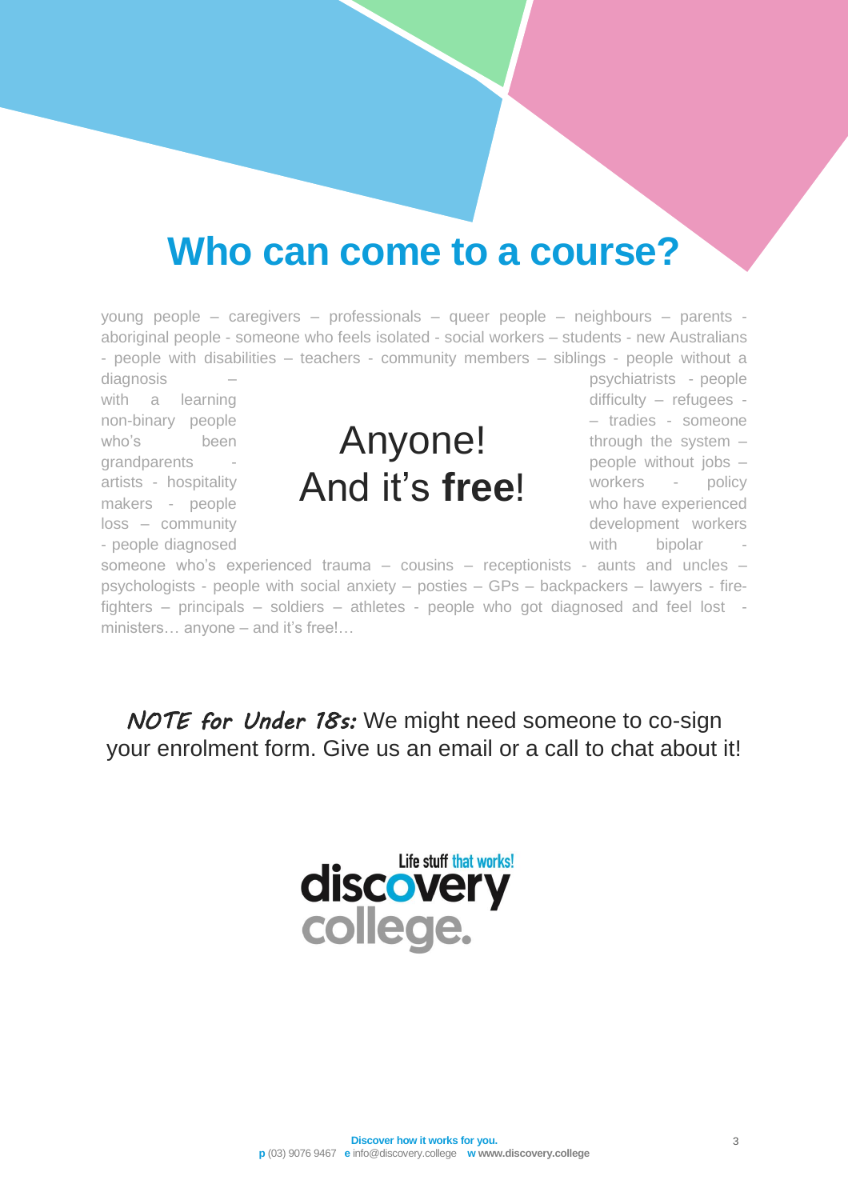# Who can come to a course?

young people – caregivers – professionals – queer people – neighbours – parents - aboriginal people - someone who feels isolated - social workers – students - new Australians - people with disabilities – teachers - community members – siblings - people without a diagnosis – psychiatrists - people with a learning difficulty – refugees - non-binary people – tradies - someone who's been through the system – grandparents - people without jobs – artists - hospitality workers - policy makers - people who have experienced loss – community development workers - people diagnosed with bipolar - someone who's experienced trauma – cousins – receptionists - aunts and uncles – psychologists - people with social anxiety – posties – GPs – backpackers – lawyers - fire-fighters – principals – soldiers – athletes - people who got diagnosed and feel lost - ministers… anyone – and it's free!…

Anyone!
And it's **free**!

***NOTE for Under 18s:*** We might need someone to co-sign your enrolment form. Give us an email or a call to chat about it!

Life stuff that works!
discovery college.

**Discover how it works for you.**
**p** (03) 9076 9467 **e** info@discovery.college **w www.discovery.college**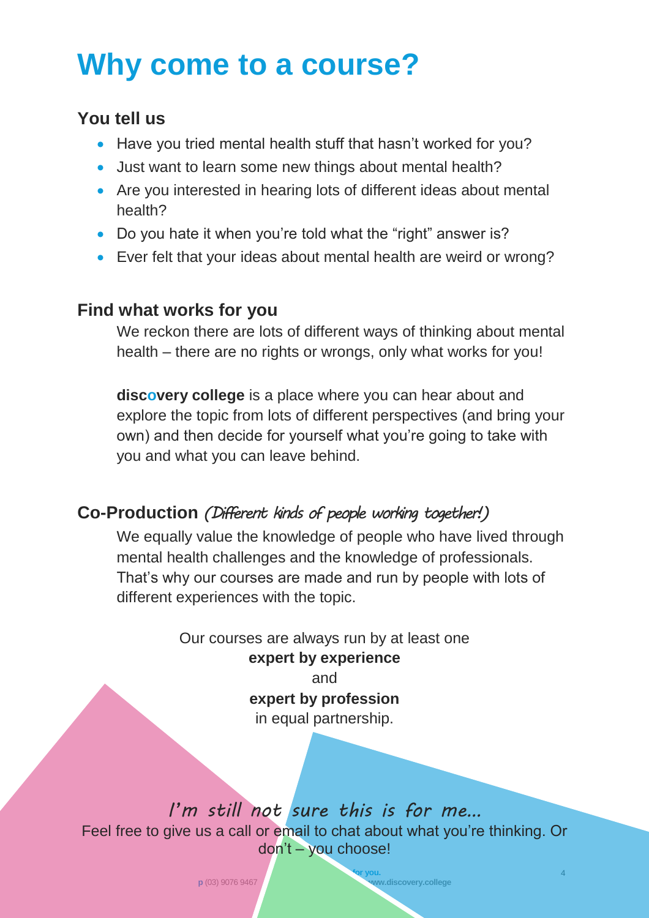# Why come to a course?

### You tell us

- Have you tried mental health stuff that hasn't worked for you?
- Just want to learn some new things about mental health?
- Are you interested in hearing lots of different ideas about mental health?
- Do you hate it when you're told what the "right" answer is?
- Ever felt that your ideas about mental health are weird or wrong?

### Find what works for you

We reckon there are lots of different ways of thinking about mental health – there are no rights or wrongs, only what works for you!

**discovery college** is a place where you can hear about and explore the topic from lots of different perspectives (and bring your own) and then decide for yourself what you're going to take with you and what you can leave behind.

### Co-Production *(Different kinds of people working together!)*

We equally value the knowledge of people who have lived through mental health challenges and the knowledge of professionals. That's why our courses are made and run by people with lots of different experiences with the topic.

Our courses are always run by at least one
**expert by experience**
and
**expert by profession**
in equal partnership.

*I'm still not sure this is for me...*

Feel free to give us a call or email to chat about what you're thinking. Or don't – you choose!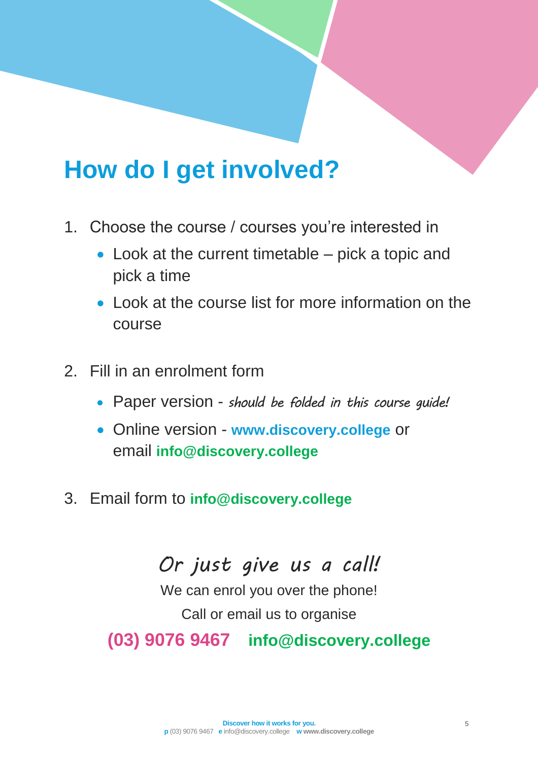# How do I get involved?

1. Choose the course / courses you're interested in
   - Look at the current timetable – pick a topic and pick a time
   - Look at the course list for more information on the course

2. Fill in an enrolment form
   - Paper version - *should be folded in this course guide!*
   - Online version - **www.discovery.college** or email **info@discovery.college**

3. Email form to **info@discovery.college**

*Or just give us a call!*

We can enrol you over the phone!

Call or email us to organise

**(03) 9076 9467** **info@discovery.college**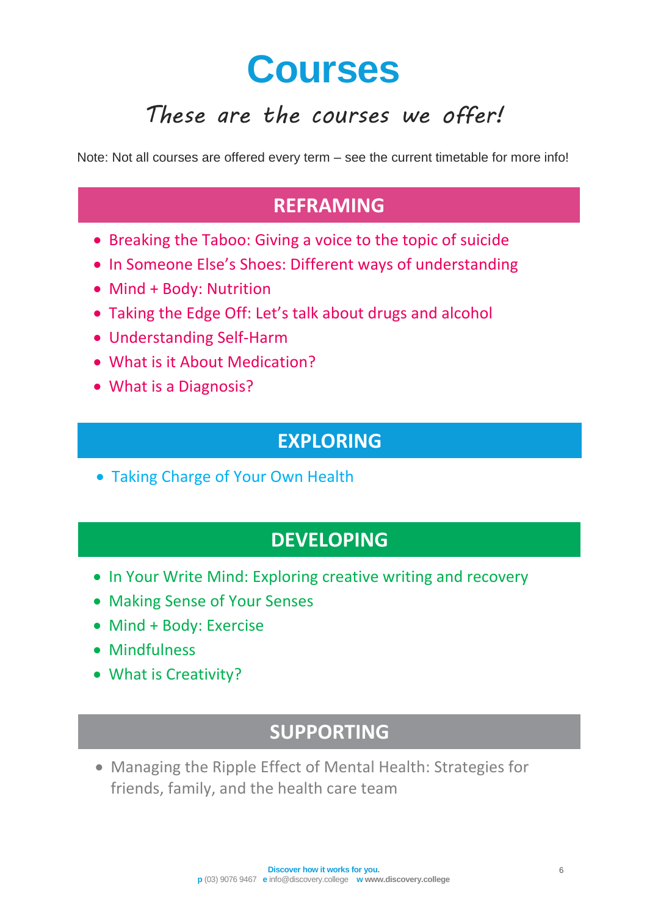# Courses

## *These are the courses we offer!*

Note: Not all courses are offered every term – see the current timetable for more info!

## REFRAMING

- Breaking the Taboo: Giving a voice to the topic of suicide
- In Someone Else's Shoes: Different ways of understanding
- Mind + Body: Nutrition
- Taking the Edge Off: Let's talk about drugs and alcohol
- Understanding Self-Harm
- What is it About Medication?
- What is a Diagnosis?

## EXPLORING

- Taking Charge of Your Own Health

## DEVELOPING

- In Your Write Mind: Exploring creative writing and recovery
- Making Sense of Your Senses
- Mind + Body: Exercise
- Mindfulness
- What is Creativity?

## SUPPORTING

- Managing the Ripple Effect of Mental Health: Strategies for friends, family, and the health care team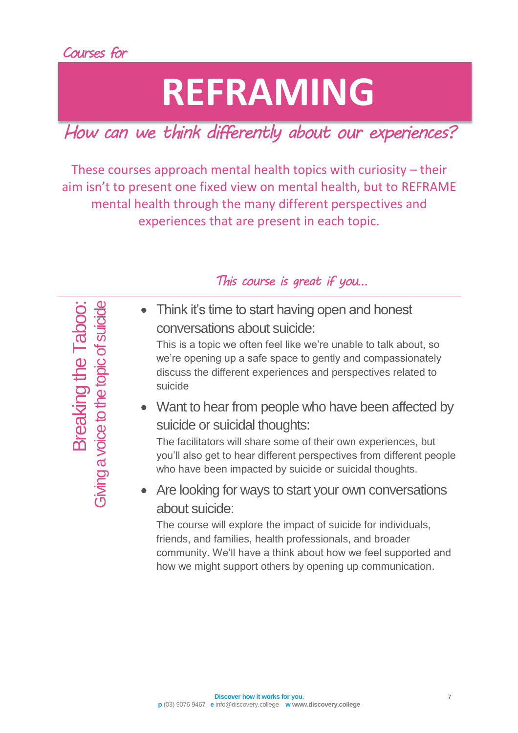*Courses for*

# REFRAMING

## *How can we think differently about our experiences?*

These courses approach mental health topics with curiosity – their aim isn't to present one fixed view on mental health, but to REFRAME mental health through the many different perspectives and experiences that are present in each topic.

### Breaking the Taboo: Giving a voice to the topic of suicide

*This course is great if you...*

- Think it's time to start having open and honest conversations about suicide:
  This is a topic we often feel like we're unable to talk about, so we're opening up a safe space to gently and compassionately discuss the different experiences and perspectives related to suicide
- Want to hear from people who have been affected by suicide or suicidal thoughts:
  The facilitators will share some of their own experiences, but you'll also get to hear different perspectives from different people who have been impacted by suicide or suicidal thoughts.
- Are looking for ways to start your own conversations about suicide:
  The course will explore the impact of suicide for individuals, friends, and families, health professionals, and broader community. We'll have a think about how we feel supported and how we might support others by opening up communication.

**Discover how it works for you.**
**p** (03) 9076 9467 **e** info@discovery.college **w** **www.discovery.college**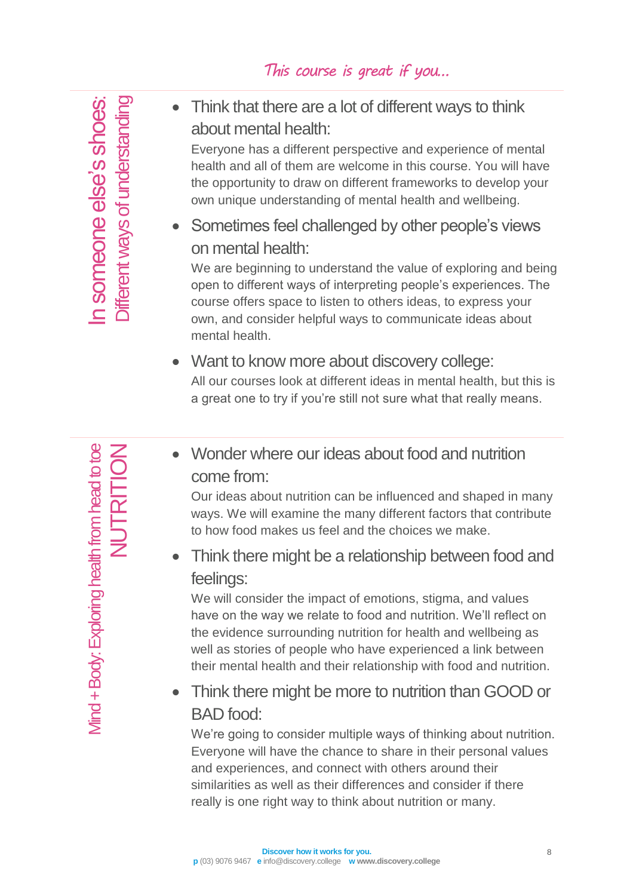*This course is great if you…*

## In someone else's shoes: Different ways of understanding

- Think that there are a lot of different ways to think about mental health:
  Everyone has a different perspective and experience of mental health and all of them are welcome in this course. You will have the opportunity to draw on different frameworks to develop your own unique understanding of mental health and wellbeing.
- Sometimes feel challenged by other people's views on mental health:
  We are beginning to understand the value of exploring and being open to different ways of interpreting people's experiences. The course offers space to listen to others ideas, to express your own, and consider helpful ways to communicate ideas about mental health.
- Want to know more about discovery college:
  All our courses look at different ideas in mental health, but this is a great one to try if you're still not sure what that really means.

## Mind + Body: Exploring health from head to toe NUTRITION

- Wonder where our ideas about food and nutrition come from:
  Our ideas about nutrition can be influenced and shaped in many ways. We will examine the many different factors that contribute to how food makes us feel and the choices we make.
- Think there might be a relationship between food and feelings:
  We will consider the impact of emotions, stigma, and values have on the way we relate to food and nutrition. We'll reflect on the evidence surrounding nutrition for health and wellbeing as well as stories of people who have experienced a link between their mental health and their relationship with food and nutrition.
- Think there might be more to nutrition than GOOD or BAD food:
  We're going to consider multiple ways of thinking about nutrition. Everyone will have the chance to share in their personal values and experiences, and connect with others around their similarities as well as their differences and consider if there really is one right way to think about nutrition or many.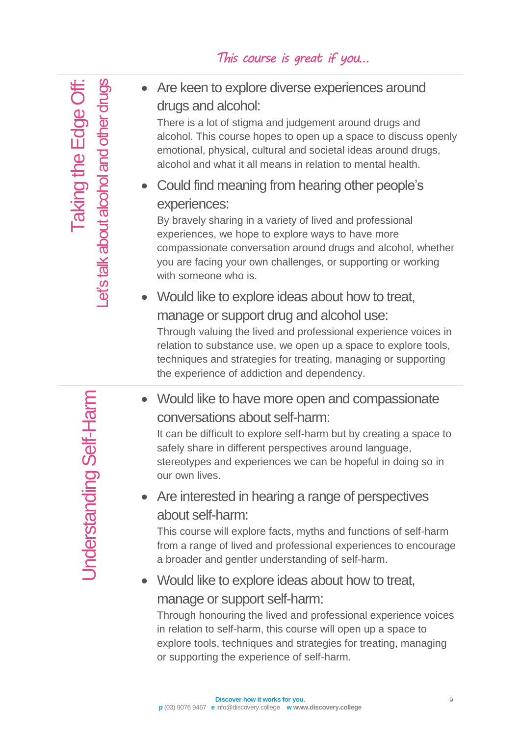*This course is great if you...*

## Taking the Edge Off: Let's talk about alcohol and other drugs

- Are keen to explore diverse experiences around drugs and alcohol:
  There is a lot of stigma and judgement around drugs and alcohol. This course hopes to open up a space to discuss openly emotional, physical, cultural and societal ideas around drugs, alcohol and what it all means in relation to mental health.
- Could find meaning from hearing other people's experiences:
  By bravely sharing in a variety of lived and professional experiences, we hope to explore ways to have more compassionate conversation around drugs and alcohol, whether you are facing your own challenges, or supporting or working with someone who is.
- Would like to explore ideas about how to treat, manage or support drug and alcohol use:
  Through valuing the lived and professional experience voices in relation to substance use, we open up a space to explore tools, techniques and strategies for treating, managing or supporting the experience of addiction and dependency.

## Understanding Self-Harm

- Would like to have more open and compassionate conversations about self-harm:
  It can be difficult to explore self-harm but by creating a space to safely share in different perspectives around language, stereotypes and experiences we can be hopeful in doing so in our own lives.
- Are interested in hearing a range of perspectives about self-harm:
  This course will explore facts, myths and functions of self-harm from a range of lived and professional experiences to encourage a broader and gentler understanding of self-harm.
- Would like to explore ideas about how to treat, manage or support self-harm:
  Through honouring the lived and professional experience voices in relation to self-harm, this course will open up a space to explore tools, techniques and strategies for treating, managing or supporting the experience of self-harm.

**Discover how it works for you.**
**p** (03) 9076 9467 **e** info@discovery.college **w** **www.discovery.college**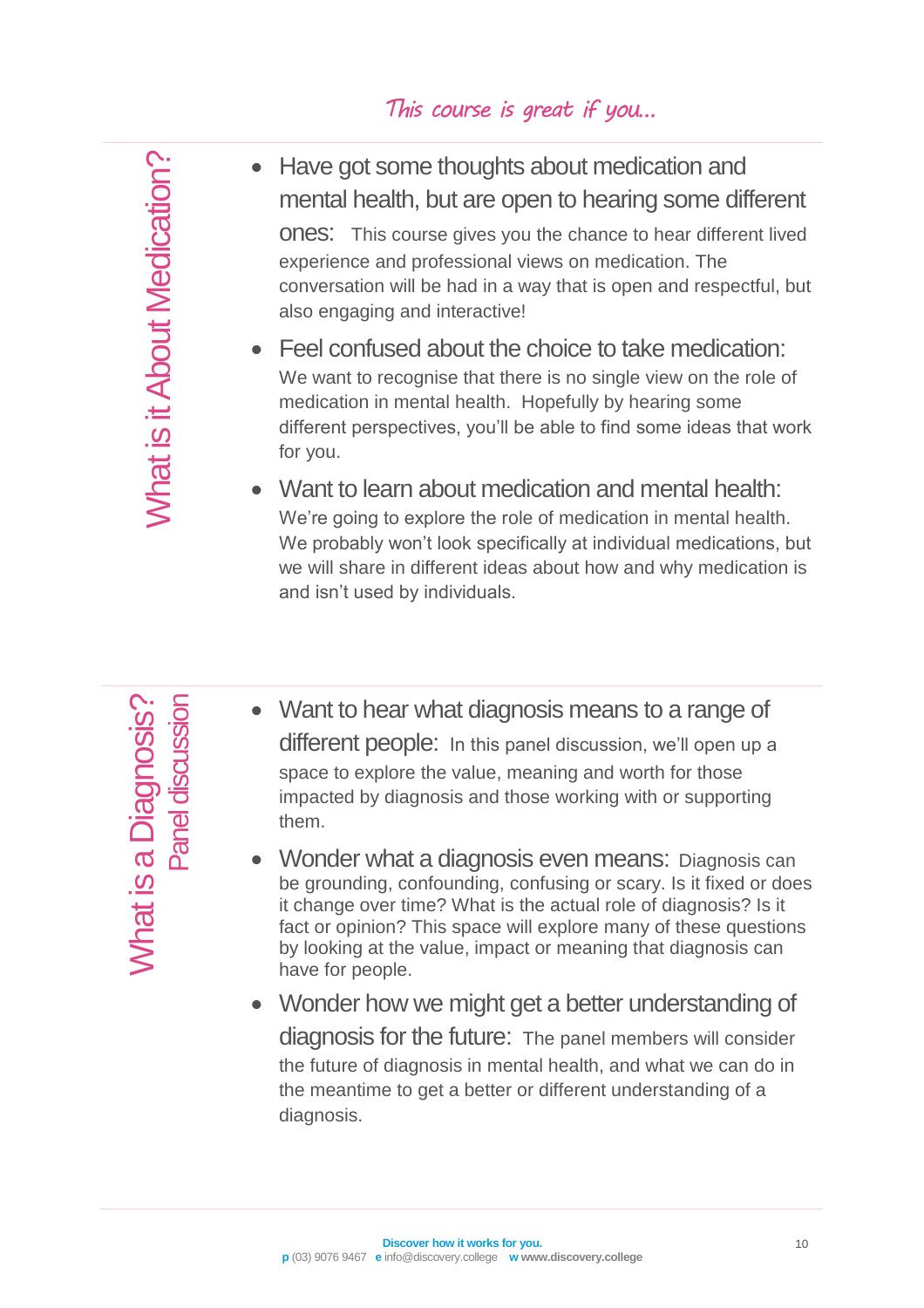*This course is great if you…*

## What is it About Medication?

- **Have got some thoughts about medication and mental health, but are open to hearing some different ones:** This course gives you the chance to hear different lived experience and professional views on medication. The conversation will be had in a way that is open and respectful, but also engaging and interactive!
- **Feel confused about the choice to take medication:** We want to recognise that there is no single view on the role of medication in mental health. Hopefully by hearing some different perspectives, you'll be able to find some ideas that work for you.
- **Want to learn about medication and mental health:** We're going to explore the role of medication in mental health. We probably won't look specifically at individual medications, but we will share in different ideas about how and why medication is and isn't used by individuals.

## What is a Diagnosis?

### Panel discussion

- **Want to hear what diagnosis means to a range of different people:** In this panel discussion, we'll open up a space to explore the value, meaning and worth for those impacted by diagnosis and those working with or supporting them.
- **Wonder what a diagnosis even means:** Diagnosis can be grounding, confounding, confusing or scary. Is it fixed or does it change over time? What is the actual role of diagnosis? Is it fact or opinion? This space will explore many of these questions by looking at the value, impact or meaning that diagnosis can have for people.
- **Wonder how we might get a better understanding of diagnosis for the future:** The panel members will consider the future of diagnosis in mental health, and what we can do in the meantime to get a better or different understanding of a diagnosis.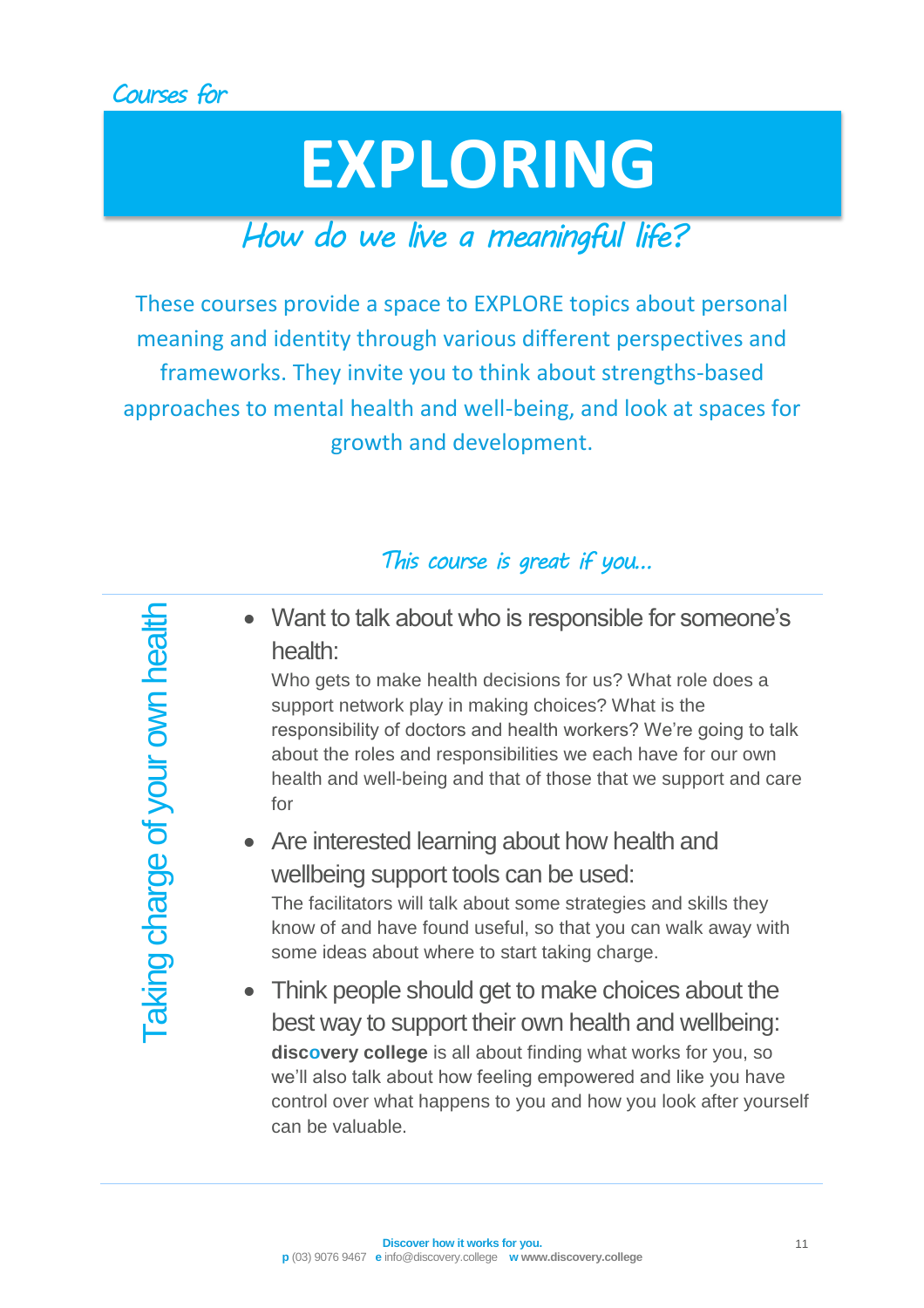*Courses for*

# EXPLORING

*How do we live a meaningful life?*

These courses provide a space to EXPLORE topics about personal meaning and identity through various different perspectives and frameworks. They invite you to think about strengths-based approaches to mental health and well-being, and look at spaces for growth and development.

*This course is great if you...*

## Taking charge of your own health

- Want to talk about who is responsible for someone's health:
  Who gets to make health decisions for us? What role does a support network play in making choices? What is the responsibility of doctors and health workers? We're going to talk about the roles and responsibilities we each have for our own health and well-being and that of those that we support and care for
- Are interested learning about how health and wellbeing support tools can be used:
  The facilitators will talk about some strategies and skills they know of and have found useful, so that you can walk away with some ideas about where to start taking charge.
- Think people should get to make choices about the best way to support their own health and wellbeing:
  **discovery college** is all about finding what works for you, so we'll also talk about how feeling empowered and like you have control over what happens to you and how you look after yourself can be valuable.

**Discover how it works for you.**
**p** (03) 9076 9467 **e** info@discovery.college **w** www.discovery.college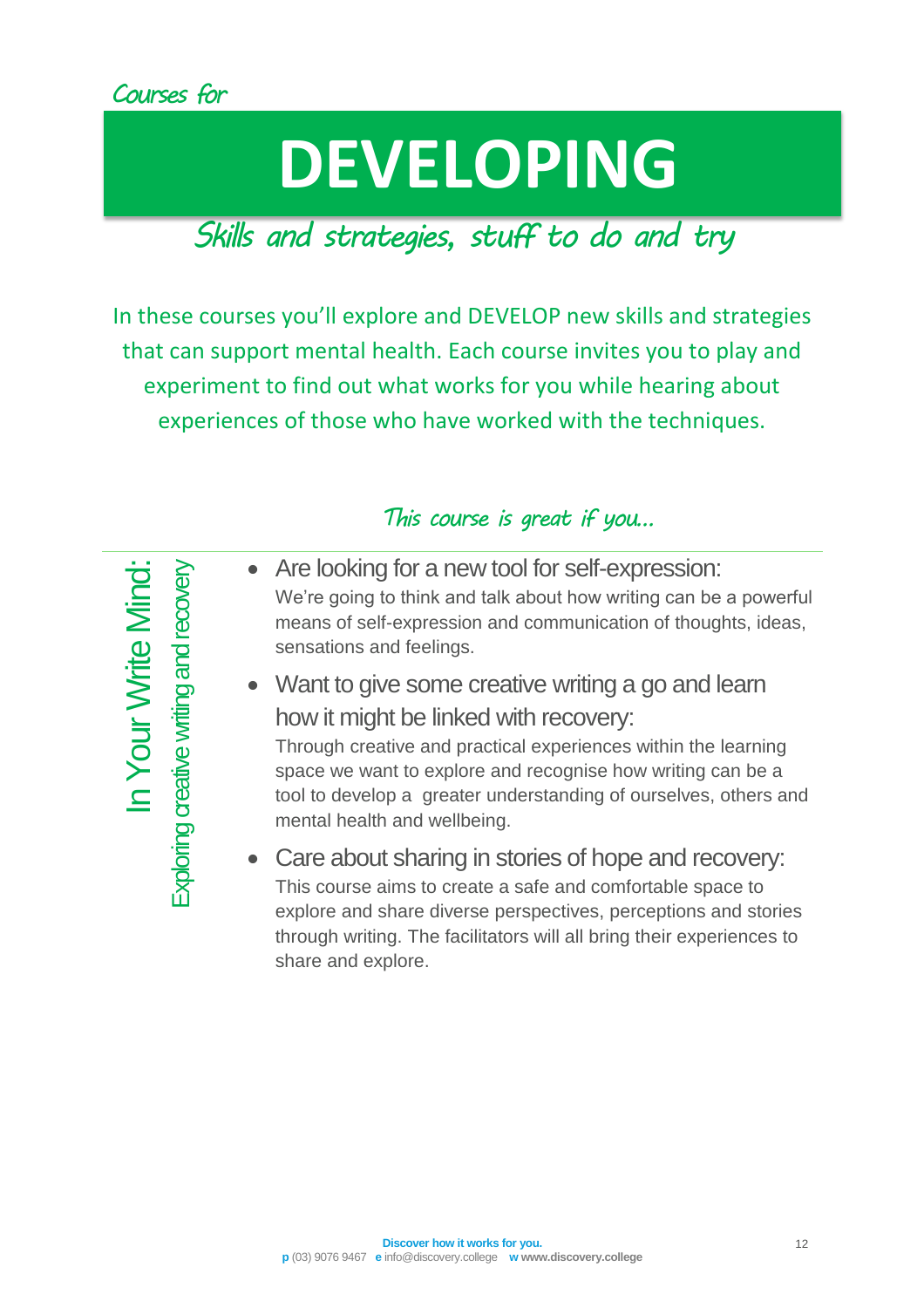*Courses for*

# DEVELOPING

*Skills and strategies, stuff to do and try*

In these courses you'll explore and DEVELOP new skills and strategies that can support mental health. Each course invites you to play and experiment to find out what works for you while hearing about experiences of those who have worked with the techniques.

*This course is great if you...*

## In Your Write Mind:

### Exploring creative writing and recovery

- Are looking for a new tool for self-expression:
  We're going to think and talk about how writing can be a powerful means of self-expression and communication of thoughts, ideas, sensations and feelings.
- Want to give some creative writing a go and learn how it might be linked with recovery:
  Through creative and practical experiences within the learning space we want to explore and recognise how writing can be a tool to develop a greater understanding of ourselves, others and mental health and wellbeing.
- Care about sharing in stories of hope and recovery:
  This course aims to create a safe and comfortable space to explore and share diverse perspectives, perceptions and stories through writing. The facilitators will all bring their experiences to share and explore.

**Discover how it works for you.**
**p** (03) 9076 9467 **e** info@discovery.college **w** **www.discovery.college**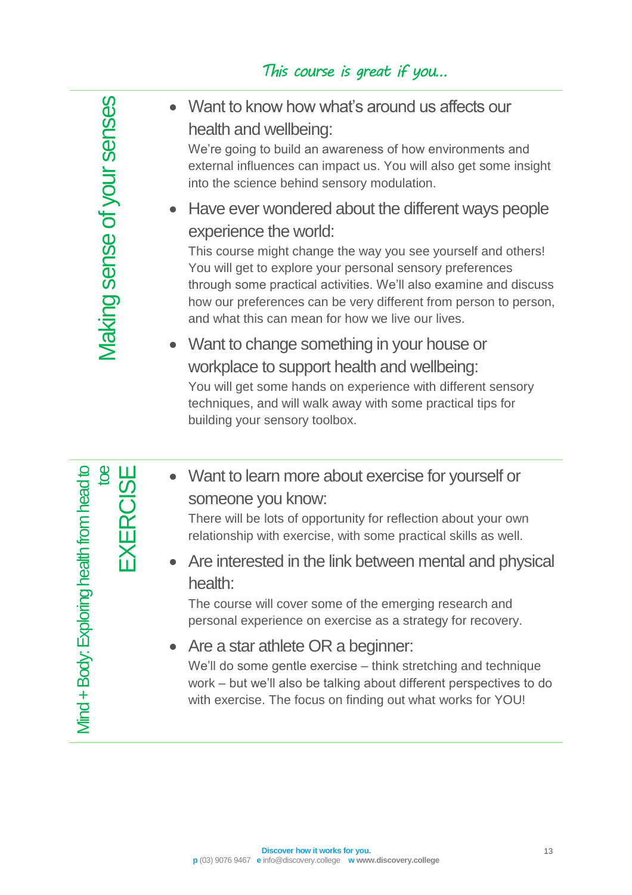*This course is great if you...*

## Making sense of your senses

- **Want to know how what's around us affects our health and wellbeing:**
  We're going to build an awareness of how environments and external influences can impact us. You will also get some insight into the science behind sensory modulation.
- **Have ever wondered about the different ways people experience the world:**
  This course might change the way you see yourself and others! You will get to explore your personal sensory preferences through some practical activities. We'll also examine and discuss how our preferences can be very different from person to person, and what this can mean for how we live our lives.
- **Want to change something in your house or workplace to support health and wellbeing:**
  You will get some hands on experience with different sensory techniques, and will walk away with some practical tips for building your sensory toolbox.

## Mind + Body: Exploring health from head to toe EXERCISE

- **Want to learn more about exercise for yourself or someone you know:**
  There will be lots of opportunity for reflection about your own relationship with exercise, with some practical skills as well.
- **Are interested in the link between mental and physical health:**
  The course will cover some of the emerging research and personal experience on exercise as a strategy for recovery.
- **Are a star athlete OR a beginner:**
  We'll do some gentle exercise – think stretching and technique work – but we'll also be talking about different perspectives to do with exercise. The focus on finding out what works for YOU!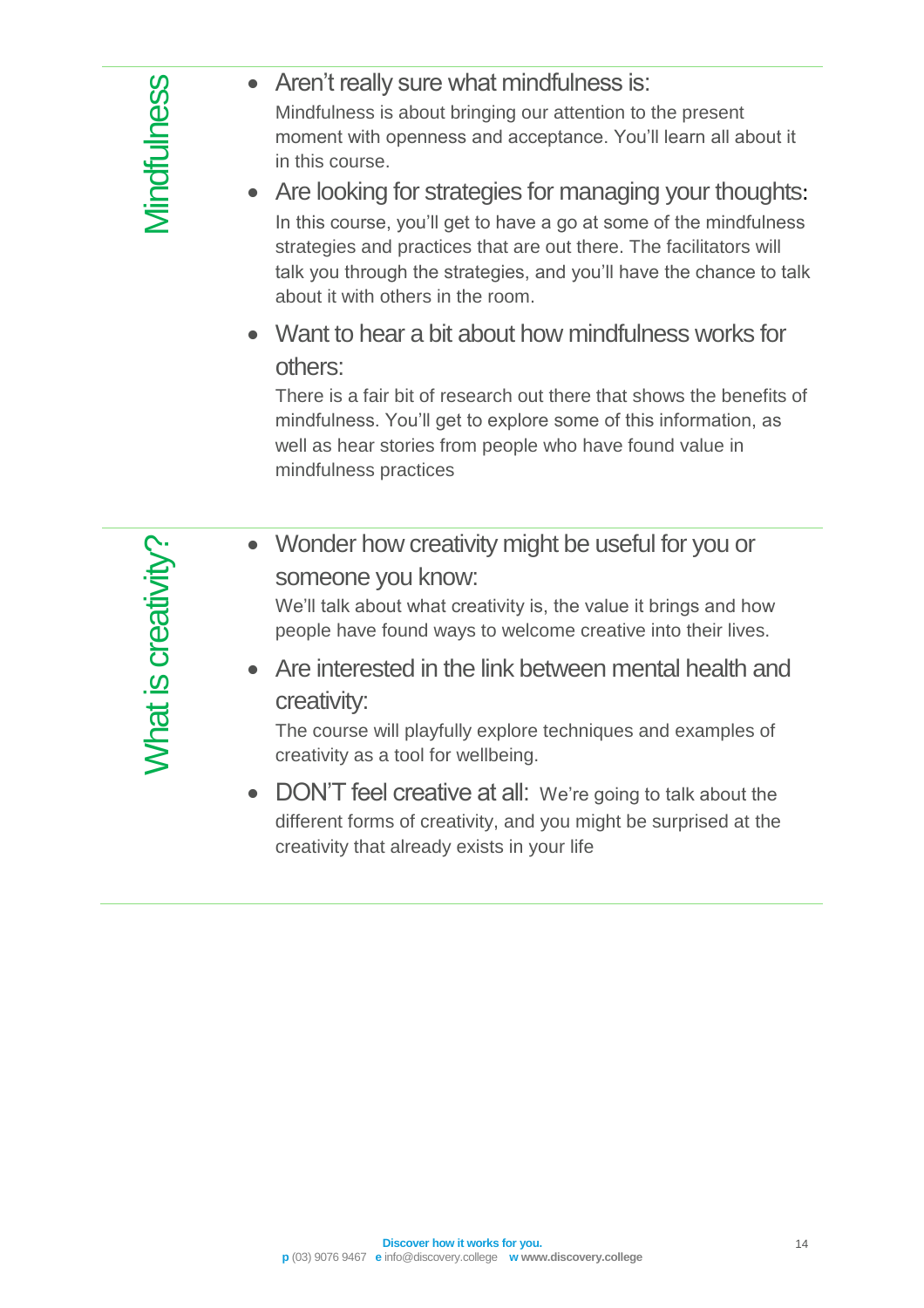## Mindfulness

- Aren't really sure what mindfulness is:
  Mindfulness is about bringing our attention to the present moment with openness and acceptance. You'll learn all about it in this course.
- Are looking for strategies for managing your thoughts:
  In this course, you'll get to have a go at some of the mindfulness strategies and practices that are out there. The facilitators will talk you through the strategies, and you'll have the chance to talk about it with others in the room.
- Want to hear a bit about how mindfulness works for others:
  There is a fair bit of research out there that shows the benefits of mindfulness. You'll get to explore some of this information, as well as hear stories from people who have found value in mindfulness practices

## What is creativity?

- Wonder how creativity might be useful for you or someone you know:
  We'll talk about what creativity is, the value it brings and how people have found ways to welcome creative into their lives.
- Are interested in the link between mental health and creativity:
  The course will playfully explore techniques and examples of creativity as a tool for wellbeing.
- DON'T feel creative at all: We're going to talk about the different forms of creativity, and you might be surprised at the creativity that already exists in your life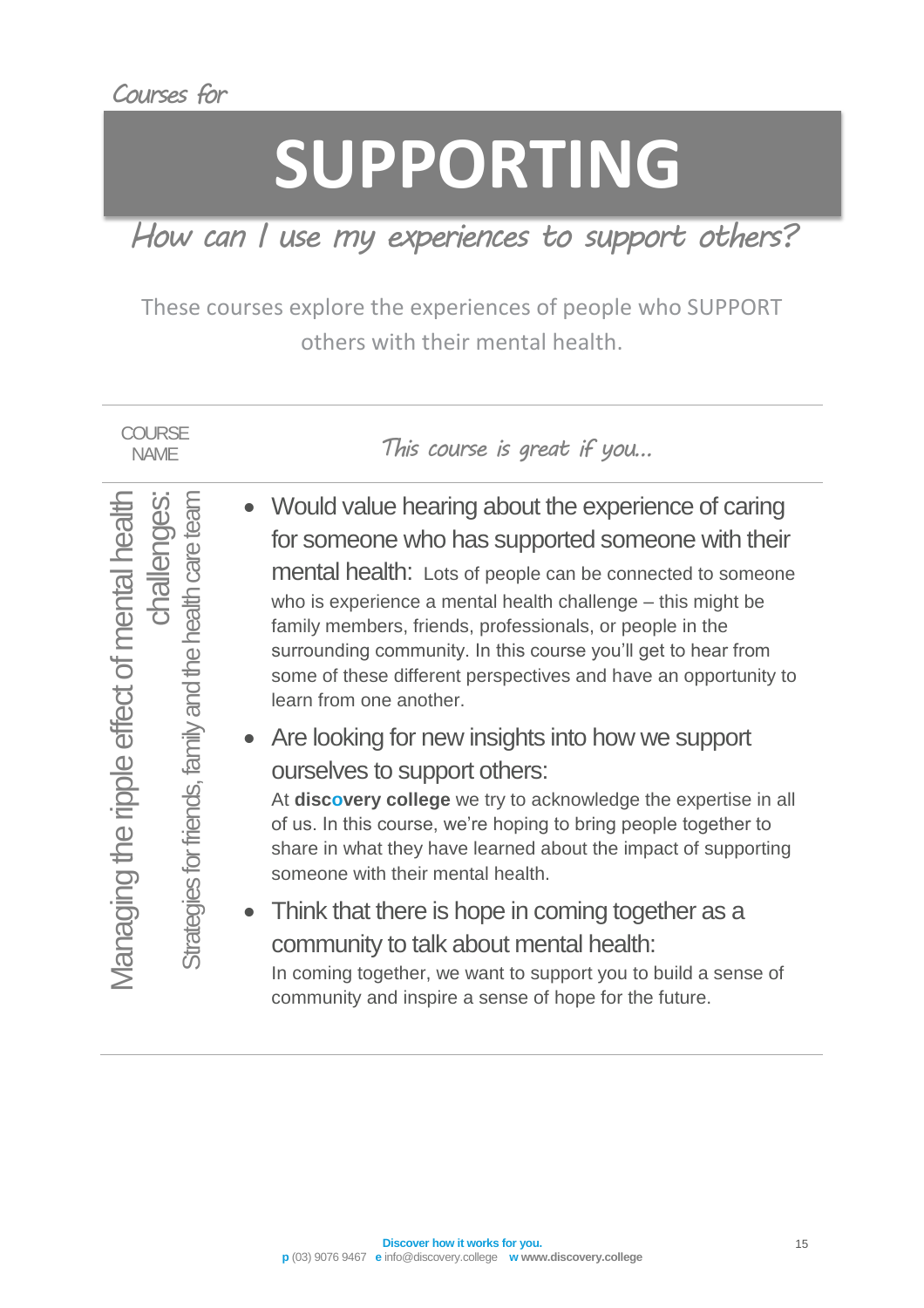Courses for

# SUPPORTING

*How can I use my experiences to support others?*

These courses explore the experiences of people who SUPPORT others with their mental health.

| COURSE NAME | *This course is great if you...* |
| --- | --- |
| **Managing the ripple effect of mental health challenges:** Strategies for friends, family and the health care team | • Would value hearing about the experience of caring for someone who has supported someone with their mental health: Lots of people can be connected to someone who is experience a mental health challenge – this might be family members, friends, professionals, or people in the surrounding community. In this course you'll get to hear from some of these different perspectives and have an opportunity to learn from one another. <br> • Are looking for new insights into how we support ourselves to support others: At **discovery college** we try to acknowledge the expertise in all of us. In this course, we're hoping to bring people together to share in what they have learned about the impact of supporting someone with their mental health. <br> • Think that there is hope in coming together as a community to talk about mental health: In coming together, we want to support you to build a sense of community and inspire a sense of hope for the future. |

**Discover how it works for you.**
**p** (03) 9076 9467 **e** info@discovery.college **w** www.discovery.college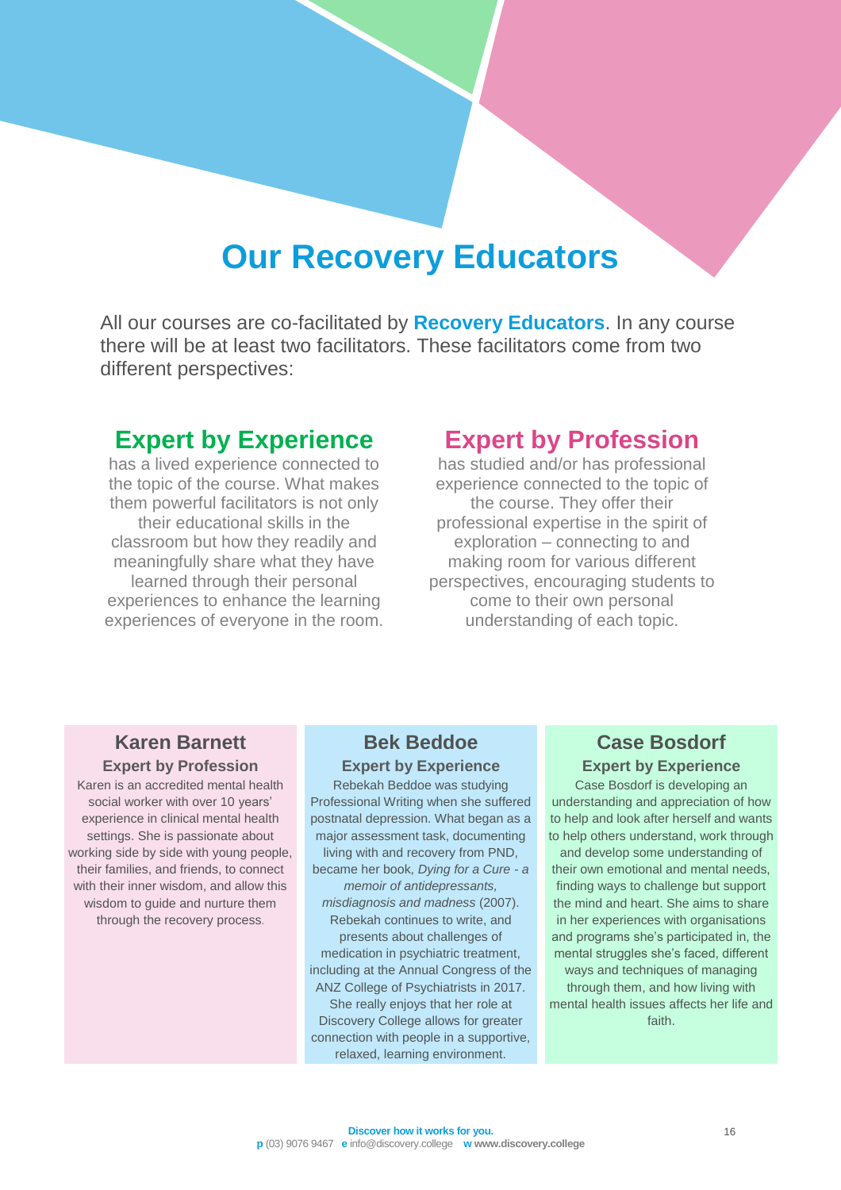# Our Recovery Educators

All our courses are co-facilitated by **Recovery Educators**. In any course there will be at least two facilitators. These facilitators come from two different perspectives:

## Expert by Experience

has a lived experience connected to the topic of the course. What makes them powerful facilitators is not only their educational skills in the classroom but how they readily and meaningfully share what they have learned through their personal experiences to enhance the learning experiences of everyone in the room.

## Expert by Profession

has studied and/or has professional experience connected to the topic of the course. They offer their professional expertise in the spirit of exploration – connecting to and making room for various different perspectives, encouraging students to come to their own personal understanding of each topic.

### Karen Barnett

**Expert by Profession**

Karen is an accredited mental health social worker with over 10 years' experience in clinical mental health settings. She is passionate about working side by side with young people, their families, and friends, to connect with their inner wisdom, and allow this wisdom to guide and nurture them through the recovery process.

### Bek Beddoe

**Expert by Experience**

Rebekah Beddoe was studying Professional Writing when she suffered postnatal depression. What began as a major assessment task, documenting living with and recovery from PND, became her book, *Dying for a Cure - a memoir of antidepressants, misdiagnosis and madness* (2007). Rebekah continues to write, and presents about challenges of medication in psychiatric treatment, including at the Annual Congress of the ANZ College of Psychiatrists in 2017. She really enjoys that her role at Discovery College allows for greater connection with people in a supportive, relaxed, learning environment.

### Case Bosdorf

**Expert by Experience**

Case Bosdorf is developing an understanding and appreciation of how to help and look after herself and wants to help others understand, work through and develop some understanding of their own emotional and mental needs, finding ways to challenge but support the mind and heart. She aims to share in her experiences with organisations and programs she's participated in, the mental struggles she's faced, different ways and techniques of managing through them, and how living with mental health issues affects her life and faith.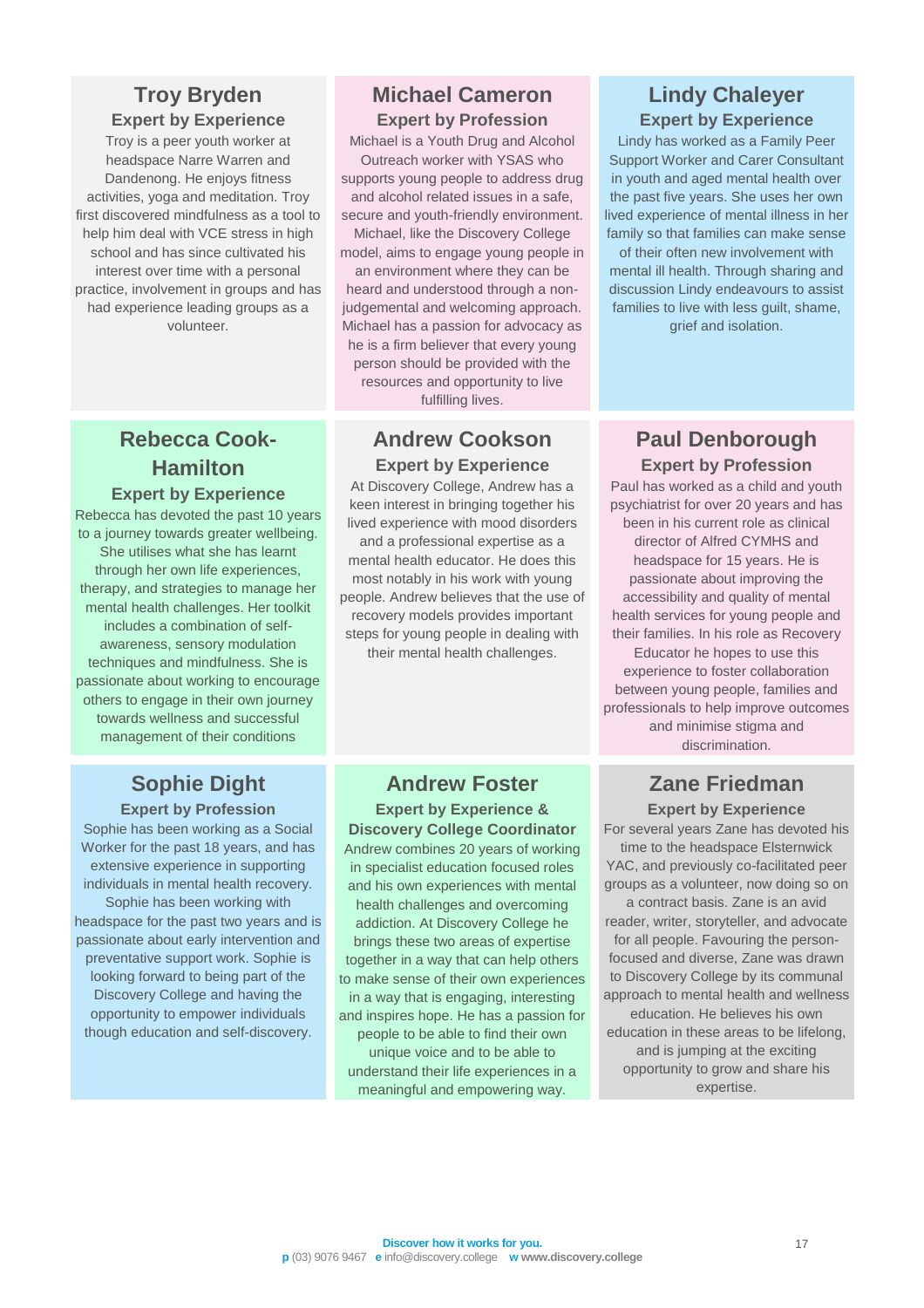## Troy Bryden

### Expert by Experience

Troy is a peer youth worker at headspace Narre Warren and Dandenong. He enjoys fitness activities, yoga and meditation. Troy first discovered mindfulness as a tool to help him deal with VCE stress in high school and has since cultivated his interest over time with a personal practice, involvement in groups and has had experience leading groups as a volunteer.

## Michael Cameron

### Expert by Profession

Michael is a Youth Drug and Alcohol Outreach worker with YSAS who supports young people to address drug and alcohol related issues in a safe, secure and youth-friendly environment. Michael, like the Discovery College model, aims to engage young people in an environment where they can be heard and understood through a non-judgemental and welcoming approach. Michael has a passion for advocacy as he is a firm believer that every young person should be provided with the resources and opportunity to live fulfilling lives.

## Lindy Chaleyer

### Expert by Experience

Lindy has worked as a Family Peer Support Worker and Carer Consultant in youth and aged mental health over the past five years. She uses her own lived experience of mental illness in her family so that families can make sense of their often new involvement with mental ill health. Through sharing and discussion Lindy endeavours to assist families to live with less guilt, shame, grief and isolation.

## Rebecca Cook-Hamilton

### Expert by Experience

Rebecca has devoted the past 10 years to a journey towards greater wellbeing. She utilises what she has learnt through her own life experiences, therapy, and strategies to manage her mental health challenges. Her toolkit includes a combination of self-awareness, sensory modulation techniques and mindfulness. She is passionate about working to encourage others to engage in their own journey towards wellness and successful management of their conditions

## Andrew Cookson

### Expert by Experience

At Discovery College, Andrew has a keen interest in bringing together his lived experience with mood disorders and a professional expertise as a mental health educator. He does this most notably in his work with young people. Andrew believes that the use of recovery models provides important steps for young people in dealing with their mental health challenges.

## Paul Denborough

### Expert by Profession

Paul has worked as a child and youth psychiatrist for over 20 years and has been in his current role as clinical director of Alfred CYMHS and headspace for 15 years. He is passionate about improving the accessibility and quality of mental health services for young people and their families. In his role as Recovery Educator he hopes to use this experience to foster collaboration between young people, families and professionals to help improve outcomes and minimise stigma and discrimination.

## Sophie Dight

### Expert by Profession

Sophie has been working as a Social Worker for the past 18 years, and has extensive experience in supporting individuals in mental health recovery. Sophie has been working with headspace for the past two years and is passionate about early intervention and preventative support work. Sophie is looking forward to being part of the Discovery College and having the opportunity to empower individuals though education and self-discovery.

## Andrew Foster

### Expert by Experience & Discovery College Coordinator

Andrew combines 20 years of working in specialist education focused roles and his own experiences with mental health challenges and overcoming addiction. At Discovery College he brings these two areas of expertise together in a way that can help others to make sense of their own experiences in a way that is engaging, interesting and inspires hope. He has a passion for people to be able to find their own unique voice and to be able to understand their life experiences in a meaningful and empowering way.

## Zane Friedman

### Expert by Experience

For several years Zane has devoted his time to the headspace Elsternwick YAC, and previously co-facilitated peer groups as a volunteer, now doing so on a contract basis. Zane is an avid reader, writer, storyteller, and advocate for all people. Favouring the person-focused and diverse, Zane was drawn to Discovery College by its communal approach to mental health and wellness education. He believes his own education in these areas to be lifelong, and is jumping at the exciting opportunity to grow and share his expertise.

**Discover how it works for you.**
**p** (03) 9076 9467 **e** info@discovery.college **w www.discovery.college**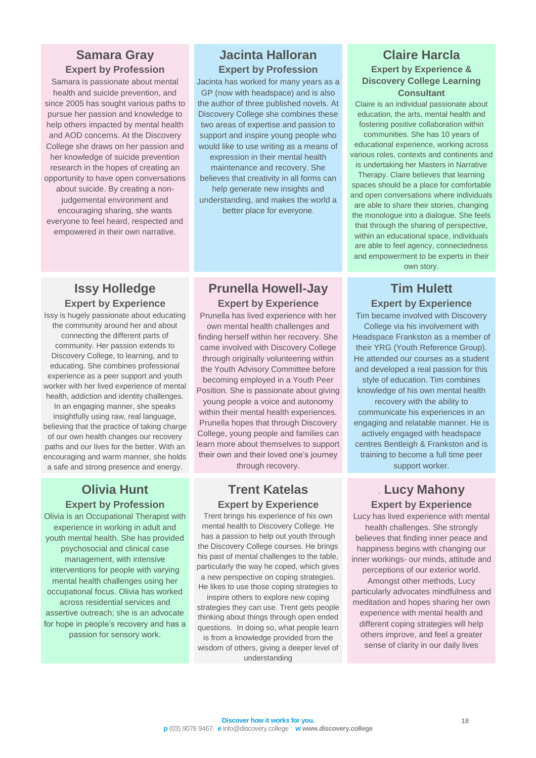## Samara Gray

### Expert by Profession

Samara is passionate about mental health and suicide prevention, and since 2005 has sought various paths to pursue her passion and knowledge to help others impacted by mental health and AOD concerns. At the Discovery College she draws on her passion and her knowledge of suicide prevention research in the hopes of creating an opportunity to have open conversations about suicide. By creating a non-judgemental environment and encouraging sharing, she wants everyone to feel heard, respected and empowered in their own narrative.

## Jacinta Halloran

### Expert by Profession

Jacinta has worked for many years as a GP (now with headspace) and is also the author of three published novels. At Discovery College she combines these two areas of expertise and passion to support and inspire young people who would like to use writing as a means of expression in their mental health maintenance and recovery. She believes that creativity in all forms can help generate new insights and understanding, and makes the world a better place for everyone.

## Claire Harcla

### Expert by Experience & Discovery College Learning Consultant

Claire is an individual passionate about education, the arts, mental health and fostering positive collaboration within communities. She has 10 years of educational experience, working across various roles, contexts and continents and is undertaking her Masters in Narrative Therapy. Claire believes that learning spaces should be a place for comfortable and open conversations where individuals are able to share their stories, changing the monologue into a dialogue. She feels that through the sharing of perspective, within an educational space, individuals are able to feel agency, connectedness and empowerment to be experts in their own story.

## Issy Holledge

### Expert by Experience

Issy is hugely passionate about educating the community around her and about connecting the different parts of community. Her passion extends to Discovery College, to learning, and to educating. She combines professional experience as a peer support and youth worker with her lived experience of mental health, addiction and identity challenges. In an engaging manner, she speaks insightfully using raw, real language, believing that the practice of taking charge of our own health changes our recovery paths and our lives for the better. With an encouraging and warm manner, she holds a safe and strong presence and energy.

## Prunella Howell-Jay

### Expert by Experience

Prunella has lived experience with her own mental health challenges and finding herself within her recovery. She came involved with Discovery College through originally volunteering within the Youth Advisory Committee before becoming employed in a Youth Peer Position. She is passionate about giving young people a voice and autonomy within their mental health experiences. Prunella hopes that through Discovery College, young people and families can learn more about themselves to support their own and their loved one's journey through recovery.

## Tim Hulett

### Expert by Experience

Tim became involved with Discovery College via his involvement with Headspace Frankston as a member of their YRG (Youth Reference Group). He attended our courses as a student and developed a real passion for this style of education. Tim combines knowledge of his own mental health recovery with the ability to communicate his experiences in an engaging and relatable manner. He is actively engaged with headspace centres Bentleigh & Frankston and is training to become a full time peer support worker.

## Olivia Hunt

### Expert by Profession

Olivia is an Occupational Therapist with experience in working in adult and youth mental health. She has provided psychosocial and clinical case management, with intensive interventions for people with varying mental health challenges using her occupational focus. Olivia has worked across residential services and assertive outreach; she is an advocate for hope in people's recovery and has a passion for sensory work.

## Trent Katelas

### Expert by Experience

Trent brings his experience of his own mental health to Discovery College. He has a passion to help out youth through the Discovery College courses. He brings his past of mental challenges to the table, particularly the way he coped, which gives a new perspective on coping strategies. He likes to use those coping strategies to inspire others to explore new coping strategies they can use. Trent gets people thinking about things through open ended questions. In doing so, what people learn is from a knowledge provided from the wisdom of others, giving a deeper level of understanding

## Lucy Mahony

### Expert by Experience

Lucy has lived experience with mental health challenges. She strongly believes that finding inner peace and happiness begins with changing our inner workings- our minds, attitude and perceptions of our exterior world. Amongst other methods, Lucy particularly advocates mindfulness and meditation and hopes sharing her own experience with mental health and different coping strategies will help others improve, and feel a greater sense of clarity in our daily lives

**Discover how it works for you.**
**p** (03) 9076 9467 **e** info@discovery.college **w** **www.discovery.college**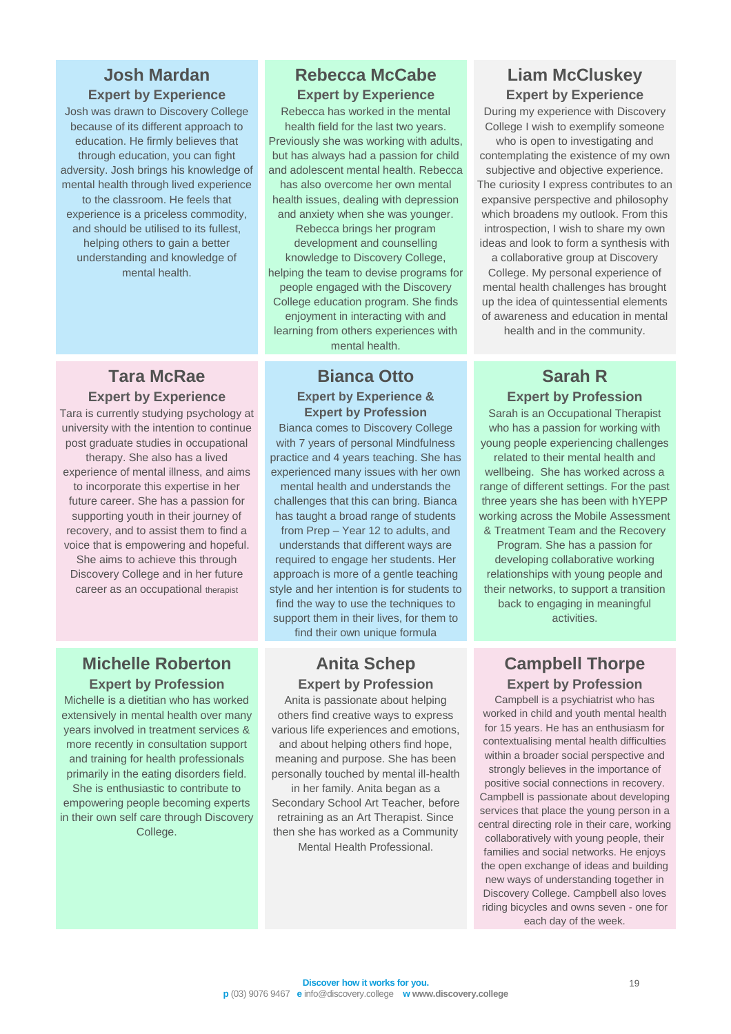## Josh Mardan

### Expert by Experience

Josh was drawn to Discovery College because of its different approach to education. He firmly believes that through education, you can fight adversity. Josh brings his knowledge of mental health through lived experience to the classroom. He feels that experience is a priceless commodity, and should be utilised to its fullest, helping others to gain a better understanding and knowledge of mental health.

## Rebecca McCabe

### Expert by Experience

Rebecca has worked in the mental health field for the last two years. Previously she was working with adults, but has always had a passion for child and adolescent mental health. Rebecca has also overcome her own mental health issues, dealing with depression and anxiety when she was younger. Rebecca brings her program development and counselling knowledge to Discovery College, helping the team to devise programs for people engaged with the Discovery College education program. She finds enjoyment in interacting with and learning from others experiences with mental health.

## Liam McCluskey

### Expert by Experience

During my experience with Discovery College I wish to exemplify someone who is open to investigating and contemplating the existence of my own subjective and objective experience. The curiosity I express contributes to an expansive perspective and philosophy which broadens my outlook. From this introspection, I wish to share my own ideas and look to form a synthesis with a collaborative group at Discovery College. My personal experience of mental health challenges has brought up the idea of quintessential elements of awareness and education in mental health and in the community.

## Tara McRae

### Expert by Experience

Tara is currently studying psychology at university with the intention to continue post graduate studies in occupational therapy. She also has a lived experience of mental illness, and aims to incorporate this expertise in her future career. She has a passion for supporting youth in their journey of recovery, and to assist them to find a voice that is empowering and hopeful. She aims to achieve this through Discovery College and in her future career as an occupational therapist

## Bianca Otto

### Expert by Experience & Expert by Profession

Bianca comes to Discovery College with 7 years of personal Mindfulness practice and 4 years teaching. She has experienced many issues with her own mental health and understands the challenges that this can bring. Bianca has taught a broad range of students from Prep – Year 12 to adults, and understands that different ways are required to engage her students. Her approach is more of a gentle teaching style and her intention is for students to find the way to use the techniques to support them in their lives, for them to find their own unique formula

## Sarah R

### Expert by Profession

Sarah is an Occupational Therapist who has a passion for working with young people experiencing challenges related to their mental health and wellbeing. She has worked across a range of different settings. For the past three years she has been with hYEPP working across the Mobile Assessment & Treatment Team and the Recovery Program. She has a passion for developing collaborative working relationships with young people and their networks, to support a transition back to engaging in meaningful activities.

## Michelle Roberton

### Expert by Profession

Michelle is a dietitian who has worked extensively in mental health over many years involved in treatment services & more recently in consultation support and training for health professionals primarily in the eating disorders field. She is enthusiastic to contribute to empowering people becoming experts in their own self care through Discovery College.

## Anita Schep

### Expert by Profession

Anita is passionate about helping others find creative ways to express various life experiences and emotions, and about helping others find hope, meaning and purpose. She has been personally touched by mental ill-health in her family. Anita began as a Secondary School Art Teacher, before retraining as an Art Therapist. Since then she has worked as a Community Mental Health Professional.

## Campbell Thorpe

### Expert by Profession

Campbell is a psychiatrist who has worked in child and youth mental health for 15 years. He has an enthusiasm for contextualising mental health difficulties within a broader social perspective and strongly believes in the importance of positive social connections in recovery. Campbell is passionate about developing services that place the young person in a central directing role in their care, working collaboratively with young people, their families and social networks. He enjoys the open exchange of ideas and building new ways of understanding together in Discovery College. Campbell also loves riding bicycles and owns seven - one for each day of the week.

**Discover how it works for you.**
**p** (03) 9076 9467 **e** info@discovery.college **w** www.discovery.college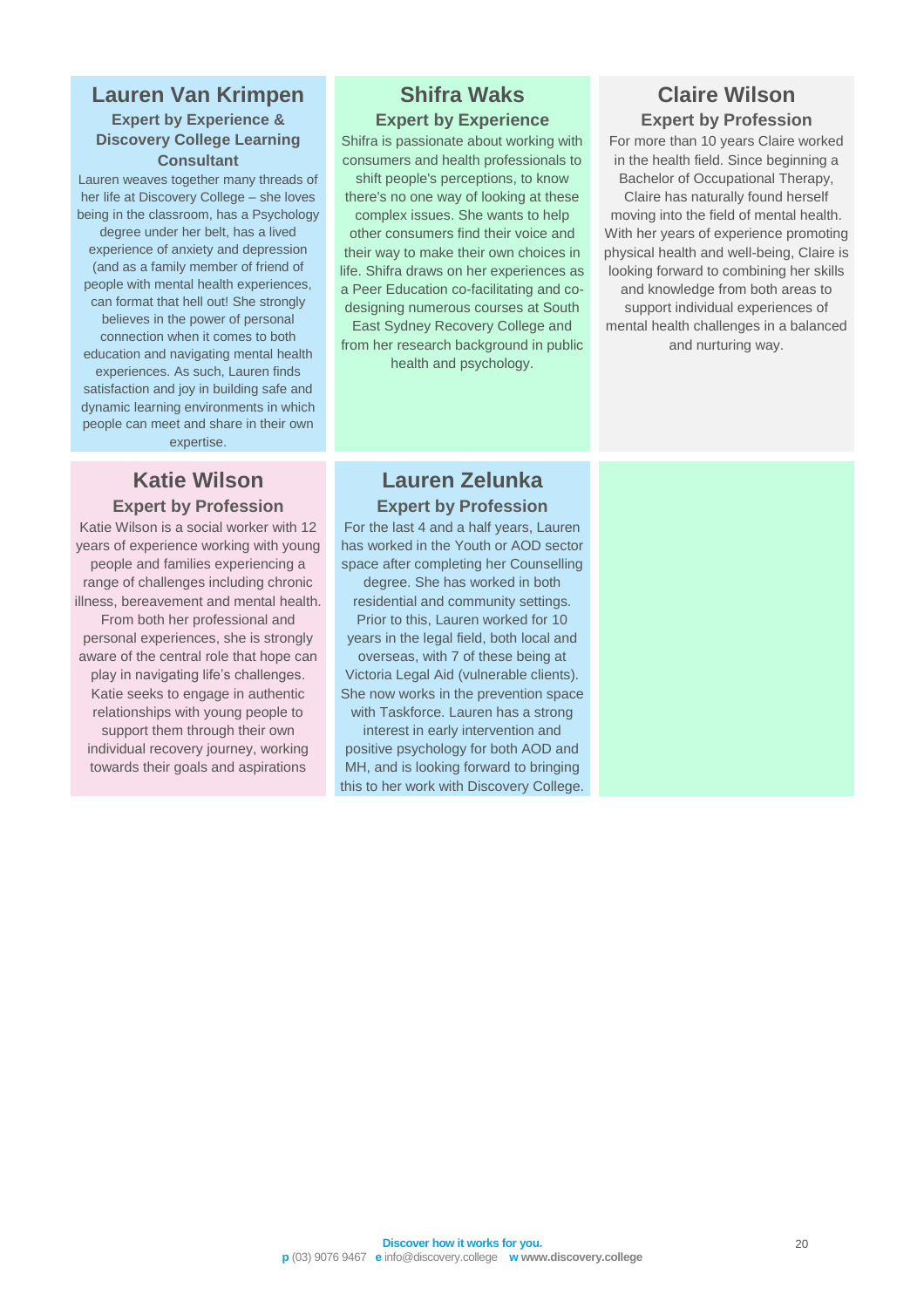## Lauren Van Krimpen

### Expert by Experience & Discovery College Learning Consultant

Lauren weaves together many threads of her life at Discovery College – she loves being in the classroom, has a Psychology degree under her belt, has a lived experience of anxiety and depression (and as a family member of friend of people with mental health experiences, can format that hell out! She strongly believes in the power of personal connection when it comes to both education and navigating mental health experiences. As such, Lauren finds satisfaction and joy in building safe and dynamic learning environments in which people can meet and share in their own expertise.

## Shifra Waks

### Expert by Experience

Shifra is passionate about working with consumers and health professionals to shift people's perceptions, to know there's no one way of looking at these complex issues. She wants to help other consumers find their voice and their way to make their own choices in life. Shifra draws on her experiences as a Peer Education co-facilitating and co-designing numerous courses at South East Sydney Recovery College and from her research background in public health and psychology.

## Claire Wilson

### Expert by Profession

For more than 10 years Claire worked in the health field. Since beginning a Bachelor of Occupational Therapy, Claire has naturally found herself moving into the field of mental health. With her years of experience promoting physical health and well-being, Claire is looking forward to combining her skills and knowledge from both areas to support individual experiences of mental health challenges in a balanced and nurturing way.

## Katie Wilson

### Expert by Profession

Katie Wilson is a social worker with 12 years of experience working with young people and families experiencing a range of challenges including chronic illness, bereavement and mental health. From both her professional and personal experiences, she is strongly aware of the central role that hope can play in navigating life's challenges. Katie seeks to engage in authentic relationships with young people to support them through their own individual recovery journey, working towards their goals and aspirations

## Lauren Zelunka

### Expert by Profession

For the last 4 and a half years, Lauren has worked in the Youth or AOD sector space after completing her Counselling degree. She has worked in both residential and community settings. Prior to this, Lauren worked for 10 years in the legal field, both local and overseas, with 7 of these being at Victoria Legal Aid (vulnerable clients). She now works in the prevention space with Taskforce. Lauren has a strong interest in early intervention and positive psychology for both AOD and MH, and is looking forward to bringing this to her work with Discovery College.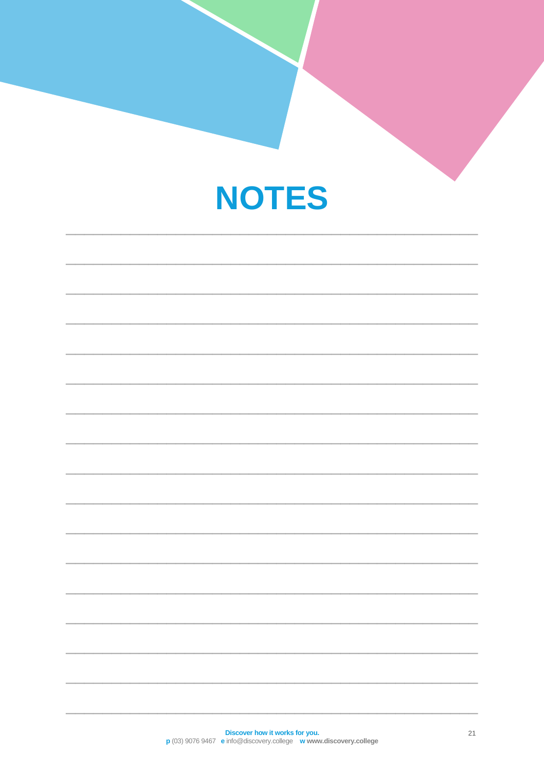# NOTES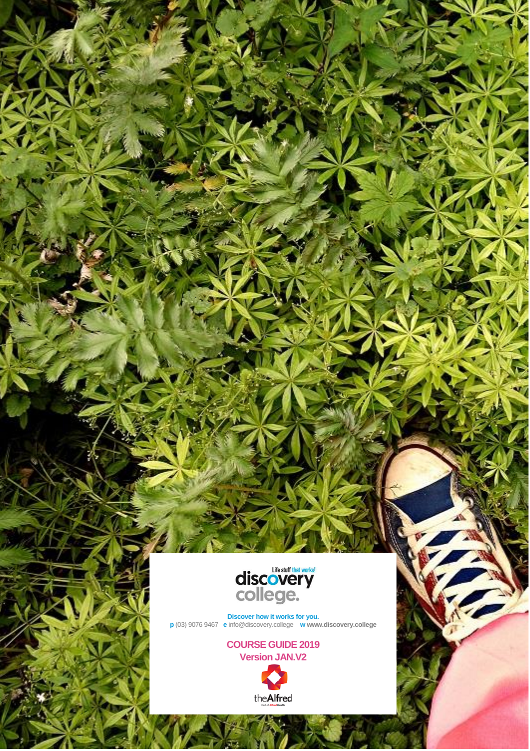Life stuff that works!

**discovery college.**

**Discover how it works for you.**

**p** (03) 9076 9467 **e** info@discovery.college **w** **www.discovery.college**

**COURSE GUIDE 2019**

**Version JAN.V2**

theAlfred